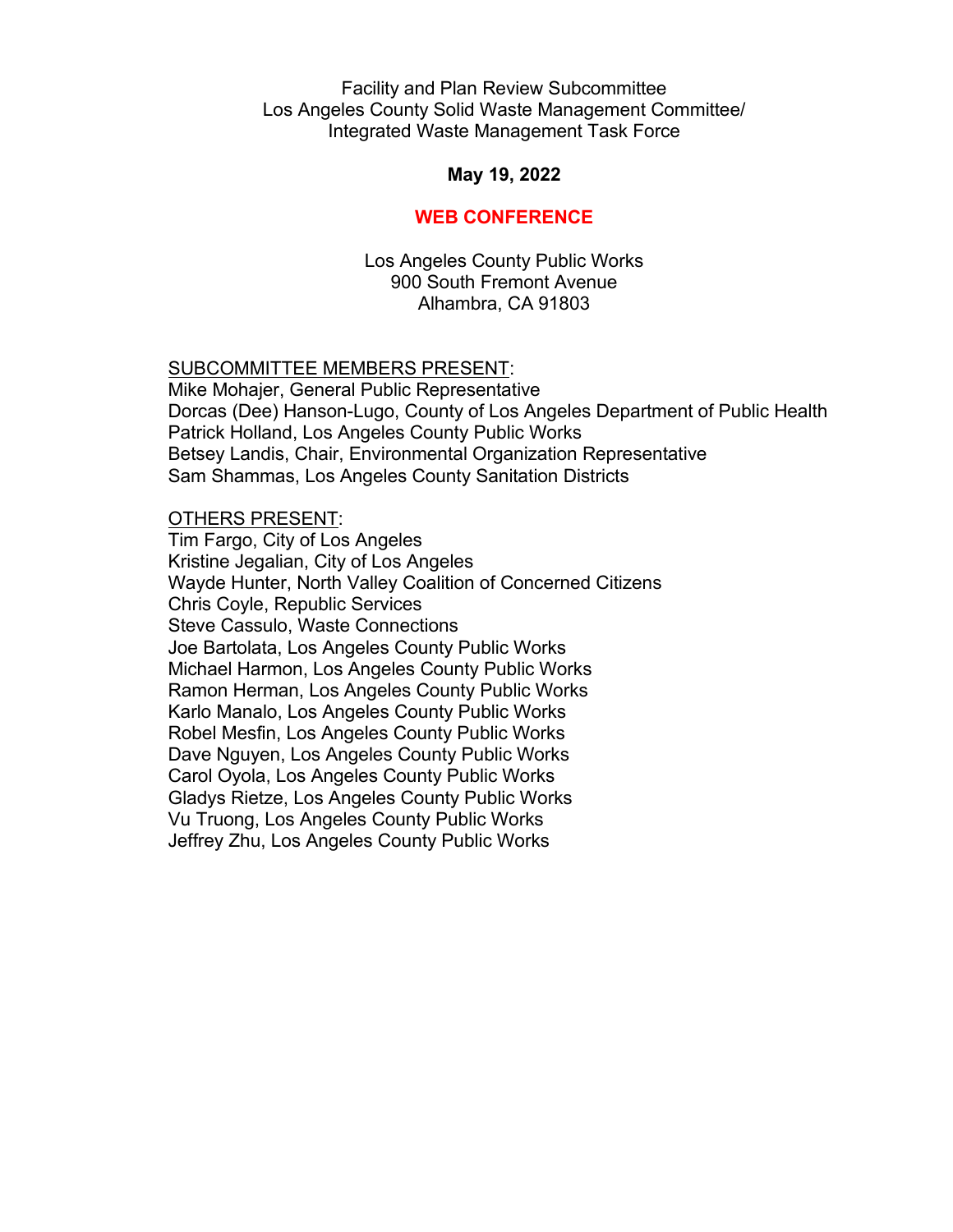Facility and Plan Review Subcommittee
Los Angeles County Solid Waste Management Committee/
Integrated Waste Management Task Force

**May 19, 2022**

**WEB CONFERENCE**

Los Angeles County Public Works
900 South Fremont Avenue
Alhambra, CA 91803

SUBCOMMITTEE MEMBERS PRESENT:
Mike Mohajer, General Public Representative
Dorcas (Dee) Hanson-Lugo, County of Los Angeles Department of Public Health
Patrick Holland, Los Angeles County Public Works
Betsey Landis, Chair, Environmental Organization Representative
Sam Shammas, Los Angeles County Sanitation Districts

OTHERS PRESENT:
Tim Fargo, City of Los Angeles
Kristine Jegalian, City of Los Angeles
Wayde Hunter, North Valley Coalition of Concerned Citizens
Chris Coyle, Republic Services
Steve Cassulo, Waste Connections
Joe Bartolata, Los Angeles County Public Works
Michael Harmon, Los Angeles County Public Works
Ramon Herman, Los Angeles County Public Works
Karlo Manalo, Los Angeles County Public Works
Robel Mesfin, Los Angeles County Public Works
Dave Nguyen, Los Angeles County Public Works
Carol Oyola, Los Angeles County Public Works
Gladys Rietze, Los Angeles County Public Works
Vu Truong, Los Angeles County Public Works
Jeffrey Zhu, Los Angeles County Public Works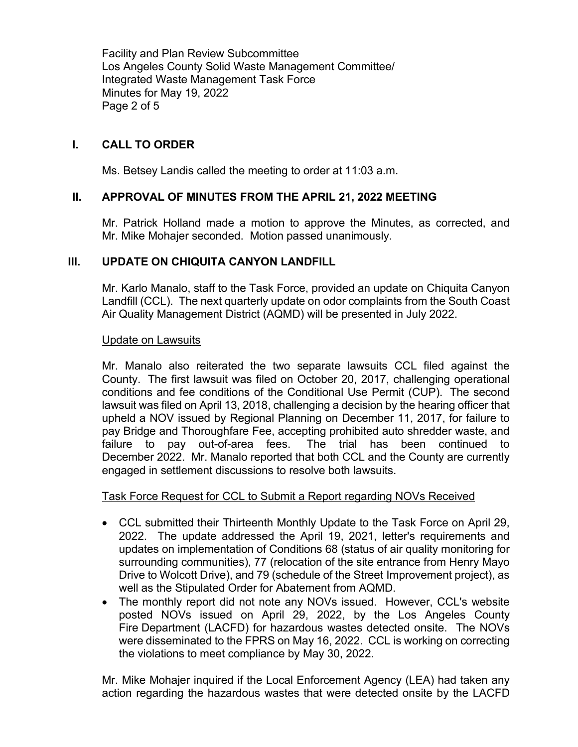## I. CALL TO ORDER

Ms. Betsey Landis called the meeting to order at 11:03 a.m.

## II. APPROVAL OF MINUTES FROM THE APRIL 21, 2022 MEETING

Mr. Patrick Holland made a motion to approve the Minutes, as corrected, and Mr. Mike Mohajer seconded. Motion passed unanimously.

## III. UPDATE ON CHIQUITA CANYON LANDFILL

Mr. Karlo Manalo, staff to the Task Force, provided an update on Chiquita Canyon Landfill (CCL). The next quarterly update on odor complaints from the South Coast Air Quality Management District (AQMD) will be presented in July 2022.

Update on Lawsuits

Mr. Manalo also reiterated the two separate lawsuits CCL filed against the County. The first lawsuit was filed on October 20, 2017, challenging operational conditions and fee conditions of the Conditional Use Permit (CUP). The second lawsuit was filed on April 13, 2018, challenging a decision by the hearing officer that upheld a NOV issued by Regional Planning on December 11, 2017, for failure to pay Bridge and Thoroughfare Fee, accepting prohibited auto shredder waste, and failure to pay out-of-area fees. The trial has been continued to December 2022. Mr. Manalo reported that both CCL and the County are currently engaged in settlement discussions to resolve both lawsuits.

Task Force Request for CCL to Submit a Report regarding NOVs Received

- CCL submitted their Thirteenth Monthly Update to the Task Force on April 29, 2022. The update addressed the April 19, 2021, letter's requirements and updates on implementation of Conditions 68 (status of air quality monitoring for surrounding communities), 77 (relocation of the site entrance from Henry Mayo Drive to Wolcott Drive), and 79 (schedule of the Street Improvement project), as well as the Stipulated Order for Abatement from AQMD.
- The monthly report did not note any NOVs issued. However, CCL's website posted NOVs issued on April 29, 2022, by the Los Angeles County Fire Department (LACFD) for hazardous wastes detected onsite. The NOVs were disseminated to the FPRS on May 16, 2022. CCL is working on correcting the violations to meet compliance by May 30, 2022.

Mr. Mike Mohajer inquired if the Local Enforcement Agency (LEA) had taken any action regarding the hazardous wastes that were detected onsite by the LACFD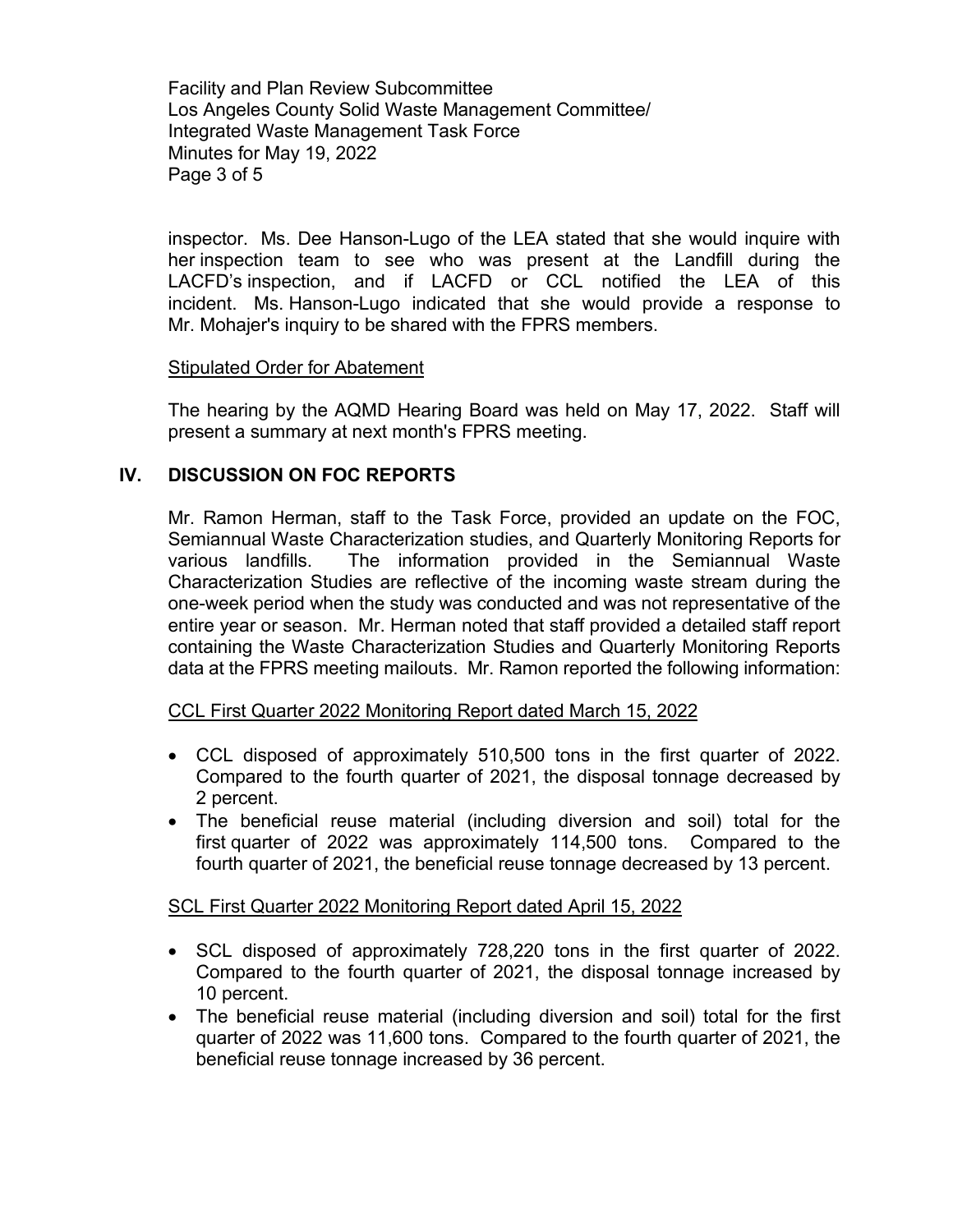inspector. Ms. Dee Hanson-Lugo of the LEA stated that she would inquire with her inspection team to see who was present at the Landfill during the LACFD's inspection, and if LACFD or CCL notified the LEA of this incident. Ms. Hanson-Lugo indicated that she would provide a response to Mr. Mohajer's inquiry to be shared with the FPRS members.

Stipulated Order for Abatement

The hearing by the AQMD Hearing Board was held on May 17, 2022. Staff will present a summary at next month's FPRS meeting.

## IV. DISCUSSION ON FOC REPORTS

Mr. Ramon Herman, staff to the Task Force, provided an update on the FOC, Semiannual Waste Characterization studies, and Quarterly Monitoring Reports for various landfills. The information provided in the Semiannual Waste Characterization Studies are reflective of the incoming waste stream during the one-week period when the study was conducted and was not representative of the entire year or season. Mr. Herman noted that staff provided a detailed staff report containing the Waste Characterization Studies and Quarterly Monitoring Reports data at the FPRS meeting mailouts. Mr. Ramon reported the following information:

CCL First Quarter 2022 Monitoring Report dated March 15, 2022

- CCL disposed of approximately 510,500 tons in the first quarter of 2022. Compared to the fourth quarter of 2021, the disposal tonnage decreased by 2 percent.
- The beneficial reuse material (including diversion and soil) total for the first quarter of 2022 was approximately 114,500 tons. Compared to the fourth quarter of 2021, the beneficial reuse tonnage decreased by 13 percent.

SCL First Quarter 2022 Monitoring Report dated April 15, 2022

- SCL disposed of approximately 728,220 tons in the first quarter of 2022. Compared to the fourth quarter of 2021, the disposal tonnage increased by 10 percent.
- The beneficial reuse material (including diversion and soil) total for the first quarter of 2022 was 11,600 tons. Compared to the fourth quarter of 2021, the beneficial reuse tonnage increased by 36 percent.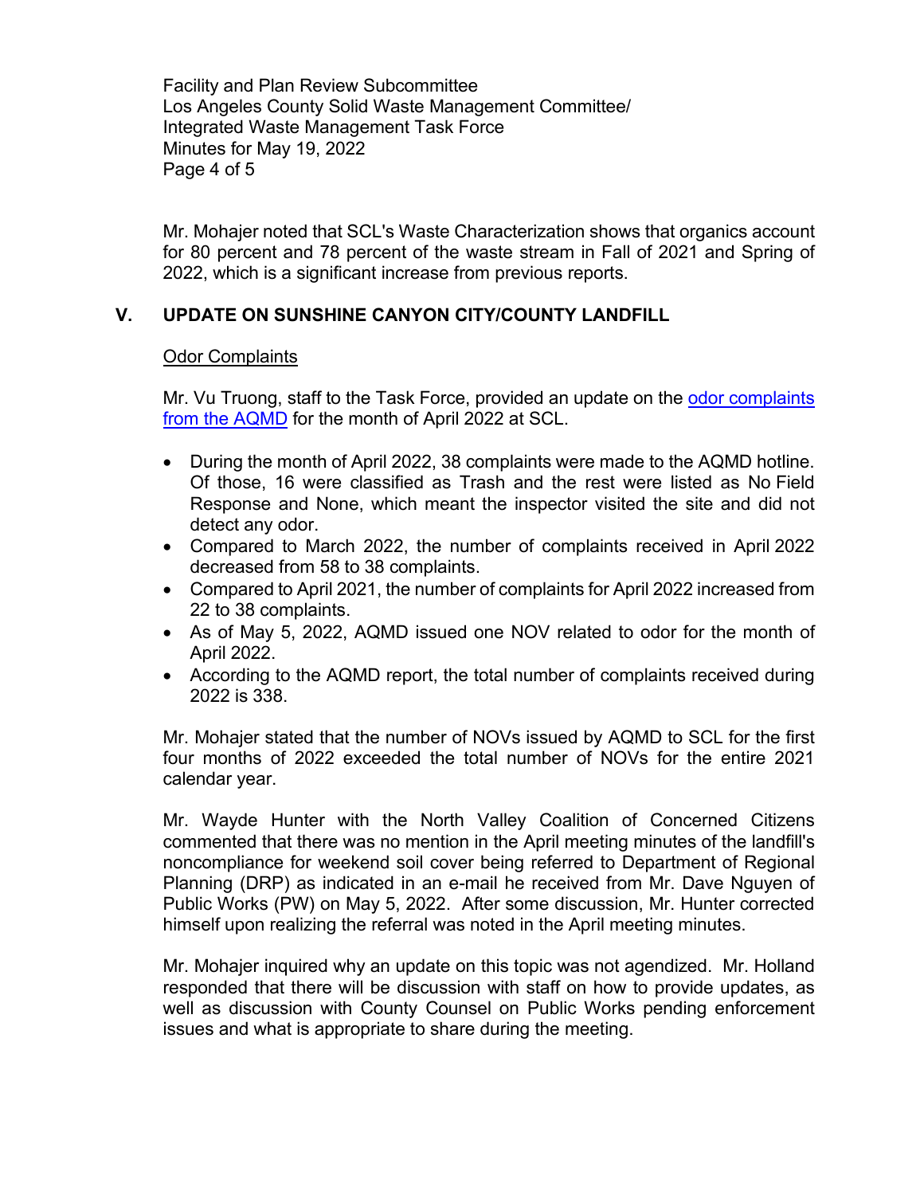Mr. Mohajer noted that SCL's Waste Characterization shows that organics account for 80 percent and 78 percent of the waste stream in Fall of 2021 and Spring of 2022, which is a significant increase from previous reports.

## V. UPDATE ON SUNSHINE CANYON CITY/COUNTY LANDFILL

### Odor Complaints

Mr. Vu Truong, staff to the Task Force, provided an update on the odor complaints from the AQMD for the month of April 2022 at SCL.

- During the month of April 2022, 38 complaints were made to the AQMD hotline. Of those, 16 were classified as Trash and the rest were listed as No Field Response and None, which meant the inspector visited the site and did not detect any odor.
- Compared to March 2022, the number of complaints received in April 2022 decreased from 58 to 38 complaints.
- Compared to April 2021, the number of complaints for April 2022 increased from 22 to 38 complaints.
- As of May 5, 2022, AQMD issued one NOV related to odor for the month of April 2022.
- According to the AQMD report, the total number of complaints received during 2022 is 338.

Mr. Mohajer stated that the number of NOVs issued by AQMD to SCL for the first four months of 2022 exceeded the total number of NOVs for the entire 2021 calendar year.

Mr. Wayde Hunter with the North Valley Coalition of Concerned Citizens commented that there was no mention in the April meeting minutes of the landfill's noncompliance for weekend soil cover being referred to Department of Regional Planning (DRP) as indicated in an e-mail he received from Mr. Dave Nguyen of Public Works (PW) on May 5, 2022. After some discussion, Mr. Hunter corrected himself upon realizing the referral was noted in the April meeting minutes.

Mr. Mohajer inquired why an update on this topic was not agendized. Mr. Holland responded that there will be discussion with staff on how to provide updates, as well as discussion with County Counsel on Public Works pending enforcement issues and what is appropriate to share during the meeting.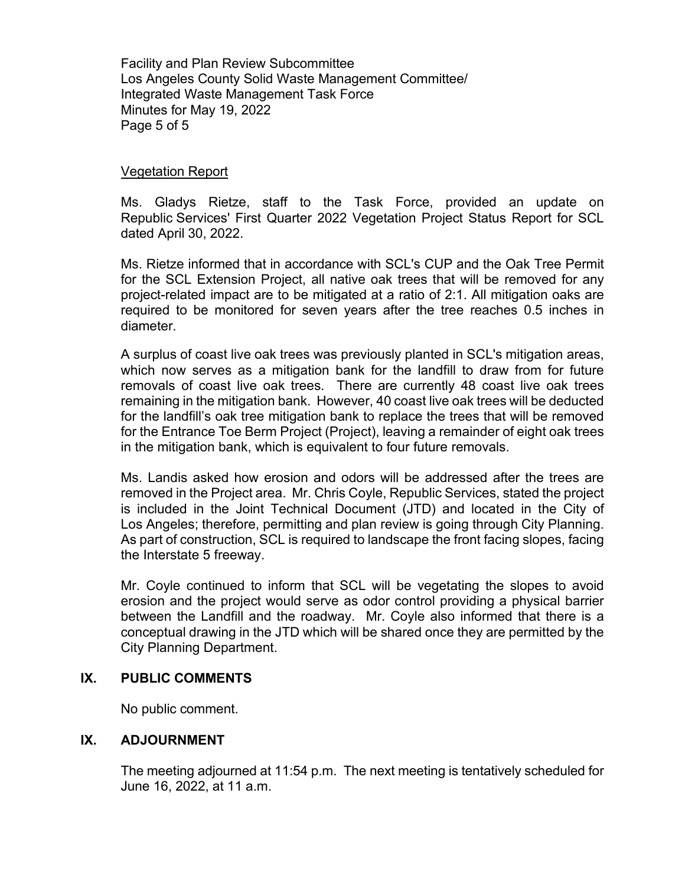Vegetation Report

Ms. Gladys Rietze, staff to the Task Force, provided an update on Republic Services' First Quarter 2022 Vegetation Project Status Report for SCL dated April 30, 2022.

Ms. Rietze informed that in accordance with SCL's CUP and the Oak Tree Permit for the SCL Extension Project, all native oak trees that will be removed for any project-related impact are to be mitigated at a ratio of 2:1. All mitigation oaks are required to be monitored for seven years after the tree reaches 0.5 inches in diameter.

A surplus of coast live oak trees was previously planted in SCL's mitigation areas, which now serves as a mitigation bank for the landfill to draw from for future removals of coast live oak trees. There are currently 48 coast live oak trees remaining in the mitigation bank. However, 40 coast live oak trees will be deducted for the landfill's oak tree mitigation bank to replace the trees that will be removed for the Entrance Toe Berm Project (Project), leaving a remainder of eight oak trees in the mitigation bank, which is equivalent to four future removals.

Ms. Landis asked how erosion and odors will be addressed after the trees are removed in the Project area. Mr. Chris Coyle, Republic Services, stated the project is included in the Joint Technical Document (JTD) and located in the City of Los Angeles; therefore, permitting and plan review is going through City Planning. As part of construction, SCL is required to landscape the front facing slopes, facing the Interstate 5 freeway.

Mr. Coyle continued to inform that SCL will be vegetating the slopes to avoid erosion and the project would serve as odor control providing a physical barrier between the Landfill and the roadway. Mr. Coyle also informed that there is a conceptual drawing in the JTD which will be shared once they are permitted by the City Planning Department.

## IX. PUBLIC COMMENTS

No public comment.

## IX. ADJOURNMENT

The meeting adjourned at 11:54 p.m. The next meeting is tentatively scheduled for June 16, 2022, at 11 a.m.